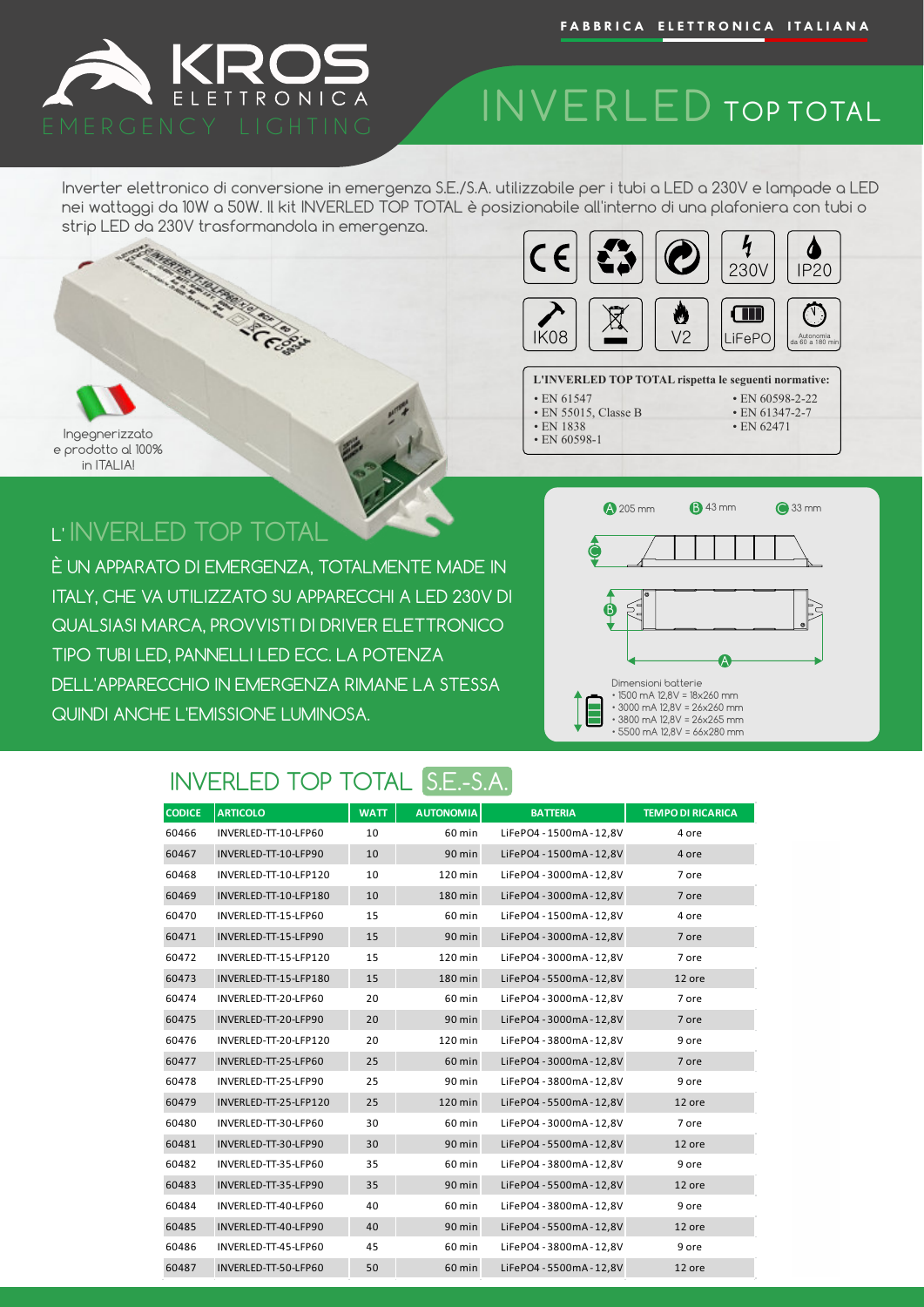FABBRICA ELETTRONICA ITALIANA

KROS ELETTRONICA
EMERGENCY LIGHTING

# INVERLED TOP TOTAL

Inverter elettronico di conversione in emergenza S.E./S.A. utilizzabile per i tubi a LED a 230V e lampade a LED nei wattaggi da 10W a 50W. Il kit INVERLED TOP TOTAL è posizionabile all'interno di una plafoniera con tubi o strip LED da 230V trasformandola in emergenza.

230V | IP20 | IK08 | V2 | LiFePO | Autonomia da 60 a 180 min

Ingegnerizzato e prodotto al 100% in ITALIA!

**L'INVERLED TOP TOTAL rispetta le seguenti normative:**

- EN 61547
- EN 55015, Classe B
- EN 1838
- EN 60598-1
- EN 60598-2-22
- EN 61347-2-7
- EN 62471

## L' INVERLED TOP TOTAL

È UN APPARATO DI EMERGENZA, TOTALMENTE MADE IN ITALY, CHE VA UTILIZZATO SU APPARECCHI A LED 230V DI QUALSIASI MARCA, PROVVISTI DI DRIVER ELETTRONICO TIPO TUBI LED, PANNELLI LED ECC. LA POTENZA DELL'APPARECCHIO IN EMERGENZA RIMANE LA STESSA QUINDI ANCHE L'EMISSIONE LUMINOSA.

A 205 mm B 43 mm C 33 mm

Dimensioni batterie
- 1500 mA 12,8V = 18x260 mm
- 3000 mA 12,8V = 26x260 mm
- 3800 mA 12,8V = 26x265 mm
- 5500 mA 12,8V = 66x280 mm

## INVERLED TOP TOTAL S.E.-S.A.

| CODICE | ARTICOLO | WATT | AUTONOMIA | BATTERIA | TEMPO DI RICARICA |
|---|---|---|---|---|---|
| 60466 | INVERLED-TT-10-LFP60 | 10 | 60 min | LiFePO4 - 1500mA - 12,8V | 4 ore |
| 60467 | INVERLED-TT-10-LFP90 | 10 | 90 min | LiFePO4 - 1500mA - 12,8V | 4 ore |
| 60468 | INVERLED-TT-10-LFP120 | 10 | 120 min | LiFePO4 - 3000mA - 12,8V | 7 ore |
| 60469 | INVERLED-TT-10-LFP180 | 10 | 180 min | LiFePO4 - 3000mA - 12,8V | 7 ore |
| 60470 | INVERLED-TT-15-LFP60 | 15 | 60 min | LiFePO4 - 1500mA - 12,8V | 4 ore |
| 60471 | INVERLED-TT-15-LFP90 | 15 | 90 min | LiFePO4 - 3000mA - 12,8V | 7 ore |
| 60472 | INVERLED-TT-15-LFP120 | 15 | 120 min | LiFePO4 - 3000mA - 12,8V | 7 ore |
| 60473 | INVERLED-TT-15-LFP180 | 15 | 180 min | LiFePO4 - 5500mA - 12,8V | 12 ore |
| 60474 | INVERLED-TT-20-LFP60 | 20 | 60 min | LiFePO4 - 3000mA - 12,8V | 7 ore |
| 60475 | INVERLED-TT-20-LFP90 | 20 | 90 min | LiFePO4 - 3000mA - 12,8V | 7 ore |
| 60476 | INVERLED-TT-20-LFP120 | 20 | 120 min | LiFePO4 - 3800mA - 12,8V | 9 ore |
| 60477 | INVERLED-TT-25-LFP60 | 25 | 60 min | LiFePO4 - 3000mA - 12,8V | 7 ore |
| 60478 | INVERLED-TT-25-LFP90 | 25 | 90 min | LiFePO4 - 3800mA - 12,8V | 9 ore |
| 60479 | INVERLED-TT-25-LFP120 | 25 | 120 min | LiFePO4 - 5500mA - 12,8V | 12 ore |
| 60480 | INVERLED-TT-30-LFP60 | 30 | 60 min | LiFePO4 - 3000mA - 12,8V | 7 ore |
| 60481 | INVERLED-TT-30-LFP90 | 30 | 90 min | LiFePO4 - 5500mA - 12,8V | 12 ore |
| 60482 | INVERLED-TT-35-LFP60 | 35 | 60 min | LiFePO4 - 3800mA - 12,8V | 9 ore |
| 60483 | INVERLED-TT-35-LFP90 | 35 | 90 min | LiFePO4 - 5500mA - 12,8V | 12 ore |
| 60484 | INVERLED-TT-40-LFP60 | 40 | 60 min | LiFePO4 - 3800mA - 12,8V | 9 ore |
| 60485 | INVERLED-TT-40-LFP90 | 40 | 90 min | LiFePO4 - 5500mA - 12,8V | 12 ore |
| 60486 | INVERLED-TT-45-LFP60 | 45 | 60 min | LiFePO4 - 3800mA - 12,8V | 9 ore |
| 60487 | INVERLED-TT-50-LFP60 | 50 | 60 min | LiFePO4 - 5500mA - 12,8V | 12 ore |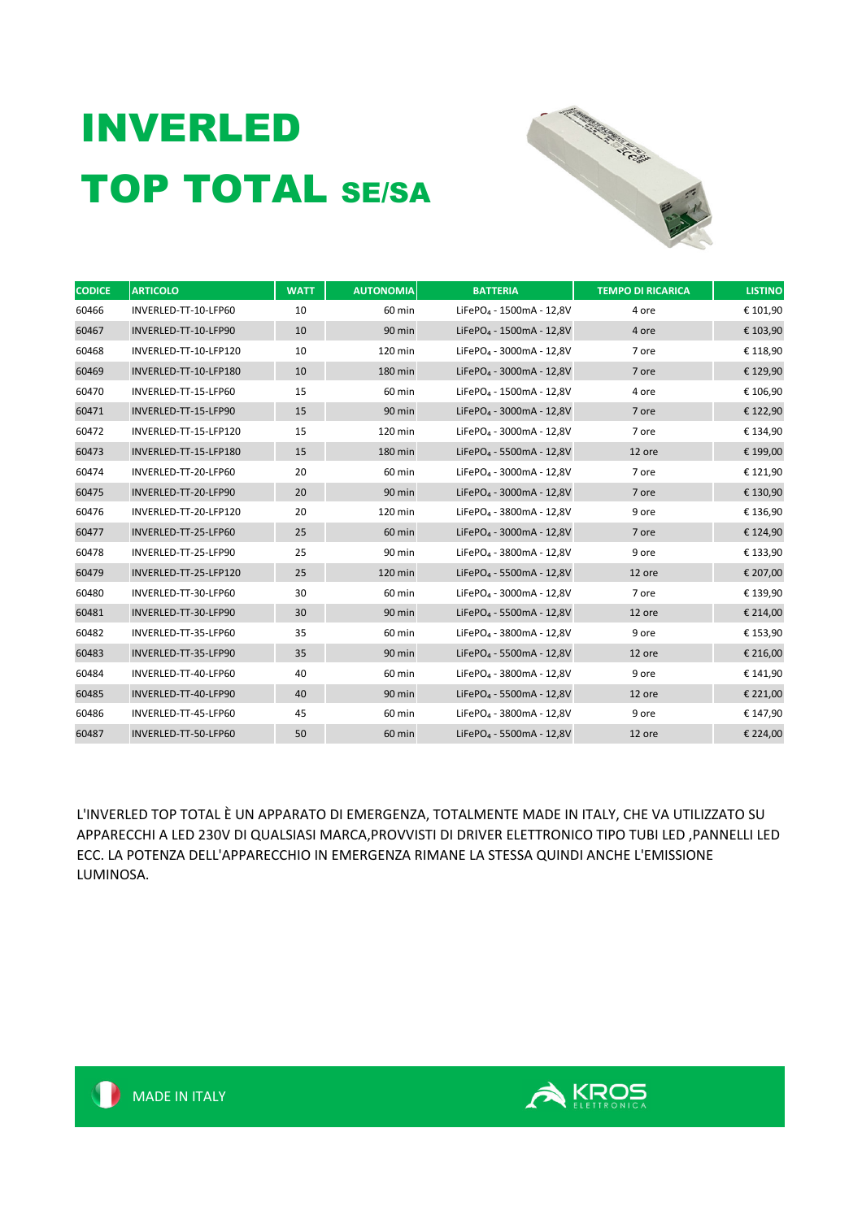# INVERLED

# TOP TOTAL SE/SA

| CODICE | ARTICOLO | WATT | AUTONOMIA | BATTERIA | TEMPO DI RICARICA | LISTINO |
|---|---|---|---|---|---|---|
| 60466 | INVERLED-TT-10-LFP60 | 10 | 60 min | $LiFePO_4$ - 1500mA - 12,8V | 4 ore | € 101,90 |
| 60467 | INVERLED-TT-10-LFP90 | 10 | 90 min | $LiFePO_4$ - 1500mA - 12,8V | 4 ore | € 103,90 |
| 60468 | INVERLED-TT-10-LFP120 | 10 | 120 min | $LiFePO_4$ - 3000mA - 12,8V | 7 ore | € 118,90 |
| 60469 | INVERLED-TT-10-LFP180 | 10 | 180 min | $LiFePO_4$ - 3000mA - 12,8V | 7 ore | € 129,90 |
| 60470 | INVERLED-TT-15-LFP60 | 15 | 60 min | $LiFePO_4$ - 1500mA - 12,8V | 4 ore | € 106,90 |
| 60471 | INVERLED-TT-15-LFP90 | 15 | 90 min | $LiFePO_4$ - 3000mA - 12,8V | 7 ore | € 122,90 |
| 60472 | INVERLED-TT-15-LFP120 | 15 | 120 min | $LiFePO_4$ - 3000mA - 12,8V | 7 ore | € 134,90 |
| 60473 | INVERLED-TT-15-LFP180 | 15 | 180 min | $LiFePO_4$ - 5500mA - 12,8V | 12 ore | € 199,00 |
| 60474 | INVERLED-TT-20-LFP60 | 20 | 60 min | $LiFePO_4$ - 3000mA - 12,8V | 7 ore | € 121,90 |
| 60475 | INVERLED-TT-20-LFP90 | 20 | 90 min | $LiFePO_4$ - 3000mA - 12,8V | 7 ore | € 130,90 |
| 60476 | INVERLED-TT-20-LFP120 | 20 | 120 min | $LiFePO_4$ - 3800mA - 12,8V | 9 ore | € 136,90 |
| 60477 | INVERLED-TT-25-LFP60 | 25 | 60 min | $LiFePO_4$ - 3000mA - 12,8V | 7 ore | € 124,90 |
| 60478 | INVERLED-TT-25-LFP90 | 25 | 90 min | $LiFePO_4$ - 3800mA - 12,8V | 9 ore | € 133,90 |
| 60479 | INVERLED-TT-25-LFP120 | 25 | 120 min | $LiFePO_4$ - 5500mA - 12,8V | 12 ore | € 207,00 |
| 60480 | INVERLED-TT-30-LFP60 | 30 | 60 min | $LiFePO_4$ - 3000mA - 12,8V | 7 ore | € 139,90 |
| 60481 | INVERLED-TT-30-LFP90 | 30 | 90 min | $LiFePO_4$ - 5500mA - 12,8V | 12 ore | € 214,00 |
| 60482 | INVERLED-TT-35-LFP60 | 35 | 60 min | $LiFePO_4$ - 3800mA - 12,8V | 9 ore | € 153,90 |
| 60483 | INVERLED-TT-35-LFP90 | 35 | 90 min | $LiFePO_4$ - 5500mA - 12,8V | 12 ore | € 216,00 |
| 60484 | INVERLED-TT-40-LFP60 | 40 | 60 min | $LiFePO_4$ - 3800mA - 12,8V | 9 ore | € 141,90 |
| 60485 | INVERLED-TT-40-LFP90 | 40 | 90 min | $LiFePO_4$ - 5500mA - 12,8V | 12 ore | € 221,00 |
| 60486 | INVERLED-TT-45-LFP60 | 45 | 60 min | $LiFePO_4$ - 3800mA - 12,8V | 9 ore | € 147,90 |
| 60487 | INVERLED-TT-50-LFP60 | 50 | 60 min | $LiFePO_4$ - 5500mA - 12,8V | 12 ore | € 224,00 |

L'INVERLED TOP TOTAL È UN APPARATO DI EMERGENZA, TOTALMENTE MADE IN ITALY, CHE VA UTILIZZATO SU APPARECCHI A LED 230V DI QUALSIASI MARCA,PROVVISTI DI DRIVER ELETTRONICO TIPO TUBI LED ,PANNELLI LED ECC. LA POTENZA DELL'APPARECCHIO IN EMERGENZA RIMANE LA STESSA QUINDI ANCHE L'EMISSIONE LUMINOSA.

MADE IN ITALY

KROS ELETTRONICA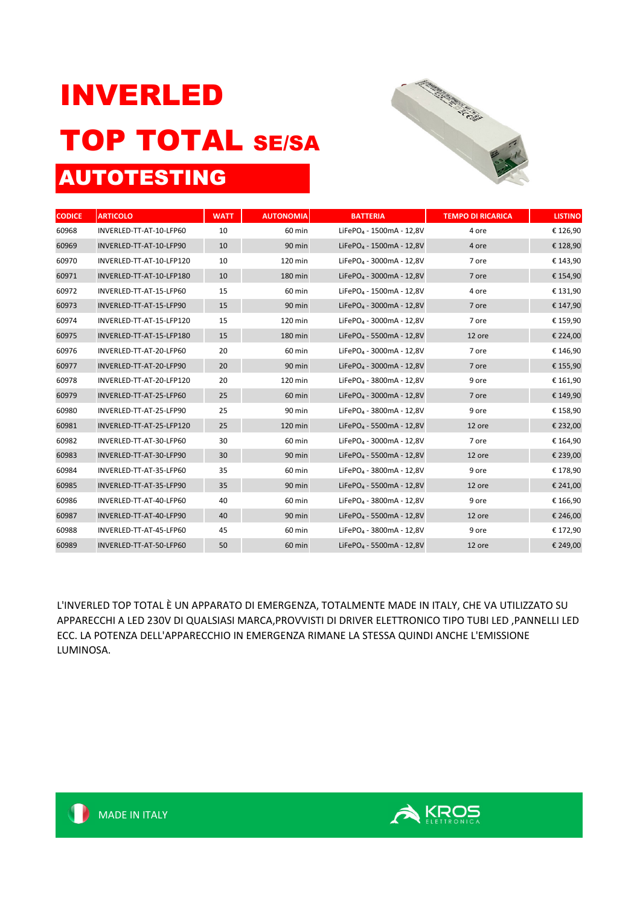# INVERLED

# TOP TOTAL SE/SA

## AUTOTESTING

| CODICE | ARTICOLO | WATT | AUTONOMIA | BATTERIA | TEMPO DI RICARICA | LISTINO |
|---|---|---|---|---|---|---|
| 60968 | INVERLED-TT-AT-10-LFP60 | 10 | 60 min | $LiFePO_4$ - 1500mA - 12,8V | 4 ore | € 126,90 |
| 60969 | INVERLED-TT-AT-10-LFP90 | 10 | 90 min | $LiFePO_4$ - 1500mA - 12,8V | 4 ore | € 128,90 |
| 60970 | INVERLED-TT-AT-10-LFP120 | 10 | 120 min | $LiFePO_4$ - 3000mA - 12,8V | 7 ore | € 143,90 |
| 60971 | INVERLED-TT-AT-10-LFP180 | 10 | 180 min | $LiFePO_4$ - 3000mA - 12,8V | 7 ore | € 154,90 |
| 60972 | INVERLED-TT-AT-15-LFP60 | 15 | 60 min | $LiFePO_4$ - 1500mA - 12,8V | 4 ore | € 131,90 |
| 60973 | INVERLED-TT-AT-15-LFP90 | 15 | 90 min | $LiFePO_4$ - 3000mA - 12,8V | 7 ore | € 147,90 |
| 60974 | INVERLED-TT-AT-15-LFP120 | 15 | 120 min | $LiFePO_4$ - 3000mA - 12,8V | 7 ore | € 159,90 |
| 60975 | INVERLED-TT-AT-15-LFP180 | 15 | 180 min | $LiFePO_4$ - 5500mA - 12,8V | 12 ore | € 224,00 |
| 60976 | INVERLED-TT-AT-20-LFP60 | 20 | 60 min | $LiFePO_4$ - 3000mA - 12,8V | 7 ore | € 146,90 |
| 60977 | INVERLED-TT-AT-20-LFP90 | 20 | 90 min | $LiFePO_4$ - 3000mA - 12,8V | 7 ore | € 155,90 |
| 60978 | INVERLED-TT-AT-20-LFP120 | 20 | 120 min | $LiFePO_4$ - 3800mA - 12,8V | 9 ore | € 161,90 |
| 60979 | INVERLED-TT-AT-25-LFP60 | 25 | 60 min | $LiFePO_4$ - 3000mA - 12,8V | 7 ore | € 149,90 |
| 60980 | INVERLED-TT-AT-25-LFP90 | 25 | 90 min | $LiFePO_4$ - 3800mA - 12,8V | 9 ore | € 158,90 |
| 60981 | INVERLED-TT-AT-25-LFP120 | 25 | 120 min | $LiFePO_4$ - 5500mA - 12,8V | 12 ore | € 232,00 |
| 60982 | INVERLED-TT-AT-30-LFP60 | 30 | 60 min | $LiFePO_4$ - 3000mA - 12,8V | 7 ore | € 164,90 |
| 60983 | INVERLED-TT-AT-30-LFP90 | 30 | 90 min | $LiFePO_4$ - 5500mA - 12,8V | 12 ore | € 239,00 |
| 60984 | INVERLED-TT-AT-35-LFP60 | 35 | 60 min | $LiFePO_4$ - 3800mA - 12,8V | 9 ore | € 178,90 |
| 60985 | INVERLED-TT-AT-35-LFP90 | 35 | 90 min | $LiFePO_4$ - 5500mA - 12,8V | 12 ore | € 241,00 |
| 60986 | INVERLED-TT-AT-40-LFP60 | 40 | 60 min | $LiFePO_4$ - 3800mA - 12,8V | 9 ore | € 166,90 |
| 60987 | INVERLED-TT-AT-40-LFP90 | 40 | 90 min | $LiFePO_4$ - 5500mA - 12,8V | 12 ore | € 246,00 |
| 60988 | INVERLED-TT-AT-45-LFP60 | 45 | 60 min | $LiFePO_4$ - 3800mA - 12,8V | 9 ore | € 172,90 |
| 60989 | INVERLED-TT-AT-50-LFP60 | 50 | 60 min | $LiFePO_4$ - 5500mA - 12,8V | 12 ore | € 249,00 |

L'INVERLED TOP TOTAL È UN APPARATO DI EMERGENZA, TOTALMENTE MADE IN ITALY, CHE VA UTILIZZATO SU APPARECCHI A LED 230V DI QUALSIASI MARCA,PROVVISTI DI DRIVER ELETTRONICO TIPO TUBI LED ,PANNELLI LED ECC. LA POTENZA DELL'APPARECCHIO IN EMERGENZA RIMANE LA STESSA QUINDI ANCHE L'EMISSIONE LUMINOSA.

MADE IN ITALY

KROS ELETTRONICA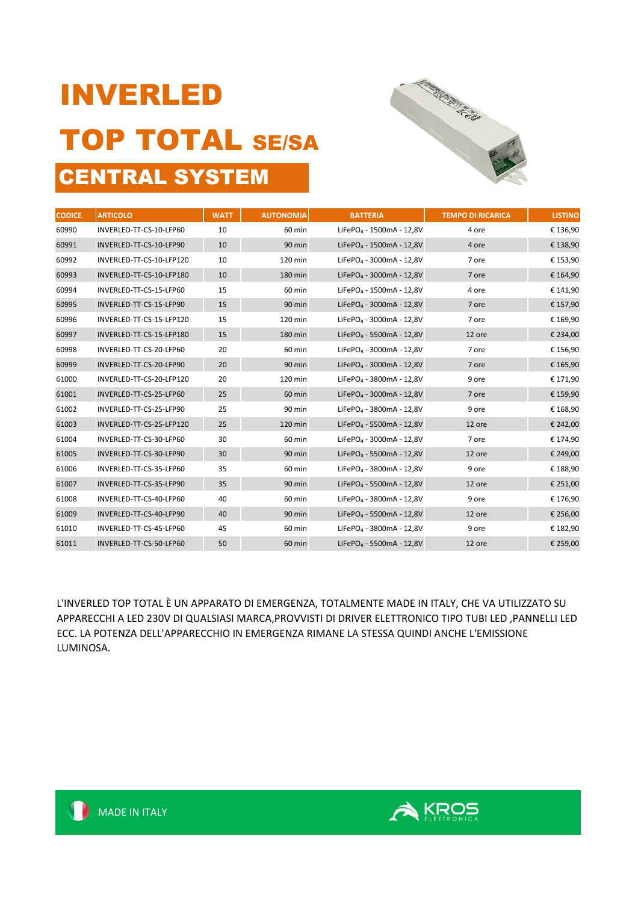# INVERLED

# TOP TOTAL SE/SA

## CENTRAL SYSTEM

| CODICE | ARTICOLO | WATT | AUTONOMIA | BATTERIA | TEMPO DI RICARICA | LISTINO |
|---|---|---|---|---|---|---|
| 60990 | INVERLED-TT-CS-10-LFP60 | 10 | 60 min | $LiFePO_4$ - 1500mA - 12,8V | 4 ore | € 136,90 |
| 60991 | INVERLED-TT-CS-10-LFP90 | 10 | 90 min | $LiFePO_4$ - 1500mA - 12,8V | 4 ore | € 138,90 |
| 60992 | INVERLED-TT-CS-10-LFP120 | 10 | 120 min | $LiFePO_4$ - 3000mA - 12,8V | 7 ore | € 153,90 |
| 60993 | INVERLED-TT-CS-10-LFP180 | 10 | 180 min | $LiFePO_4$ - 3000mA - 12,8V | 7 ore | € 164,90 |
| 60994 | INVERLED-TT-CS-15-LFP60 | 15 | 60 min | $LiFePO_4$ - 1500mA - 12,8V | 4 ore | € 141,90 |
| 60995 | INVERLED-TT-CS-15-LFP90 | 15 | 90 min | $LiFePO_4$ - 3000mA - 12,8V | 7 ore | € 157,90 |
| 60996 | INVERLED-TT-CS-15-LFP120 | 15 | 120 min | $LiFePO_4$ - 3000mA - 12,8V | 7 ore | € 169,90 |
| 60997 | INVERLED-TT-CS-15-LFP180 | 15 | 180 min | $LiFePO_4$ - 5500mA - 12,8V | 12 ore | € 234,00 |
| 60998 | INVERLED-TT-CS-20-LFP60 | 20 | 60 min | $LiFePO_4$ - 3000mA - 12,8V | 7 ore | € 156,90 |
| 60999 | INVERLED-TT-CS-20-LFP90 | 20 | 90 min | $LiFePO_4$ - 3000mA - 12,8V | 7 ore | € 165,90 |
| 61000 | INVERLED-TT-CS-20-LFP120 | 20 | 120 min | $LiFePO_4$ - 3800mA - 12,8V | 9 ore | € 171,90 |
| 61001 | INVERLED-TT-CS-25-LFP60 | 25 | 60 min | $LiFePO_4$ - 3000mA - 12,8V | 7 ore | € 159,90 |
| 61002 | INVERLED-TT-CS-25-LFP90 | 25 | 90 min | $LiFePO_4$ - 3800mA - 12,8V | 9 ore | € 168,90 |
| 61003 | INVERLED-TT-CS-25-LFP120 | 25 | 120 min | $LiFePO_4$ - 5500mA - 12,8V | 12 ore | € 242,00 |
| 61004 | INVERLED-TT-CS-30-LFP60 | 30 | 60 min | $LiFePO_4$ - 3000mA - 12,8V | 7 ore | € 174,90 |
| 61005 | INVERLED-TT-CS-30-LFP90 | 30 | 90 min | $LiFePO_4$ - 5500mA - 12,8V | 12 ore | € 249,00 |
| 61006 | INVERLED-TT-CS-35-LFP60 | 35 | 60 min | $LiFePO_4$ - 3800mA - 12,8V | 9 ore | € 188,90 |
| 61007 | INVERLED-TT-CS-35-LFP90 | 35 | 90 min | $LiFePO_4$ - 5500mA - 12,8V | 12 ore | € 251,00 |
| 61008 | INVERLED-TT-CS-40-LFP60 | 40 | 60 min | $LiFePO_4$ - 3800mA - 12,8V | 9 ore | € 176,90 |
| 61009 | INVERLED-TT-CS-40-LFP90 | 40 | 90 min | $LiFePO_4$ - 5500mA - 12,8V | 12 ore | € 256,00 |
| 61010 | INVERLED-TT-CS-45-LFP60 | 45 | 60 min | $LiFePO_4$ - 3800mA - 12,8V | 9 ore | € 182,90 |
| 61011 | INVERLED-TT-CS-50-LFP60 | 50 | 60 min | $LiFePO_4$ - 5500mA - 12,8V | 12 ore | € 259,00 |

L'INVERLED TOP TOTAL È UN APPARATO DI EMERGENZA, TOTALMENTE MADE IN ITALY, CHE VA UTILIZZATO SU APPARECCHI A LED 230V DI QUALSIASI MARCA,PROVVISTI DI DRIVER ELETTRONICO TIPO TUBI LED ,PANNELLI LED ECC. LA POTENZA DELL'APPARECCHIO IN EMERGENZA RIMANE LA STESSA QUINDI ANCHE L'EMISSIONE LUMINOSA.

MADE IN ITALY

KROS ELETTRONICA